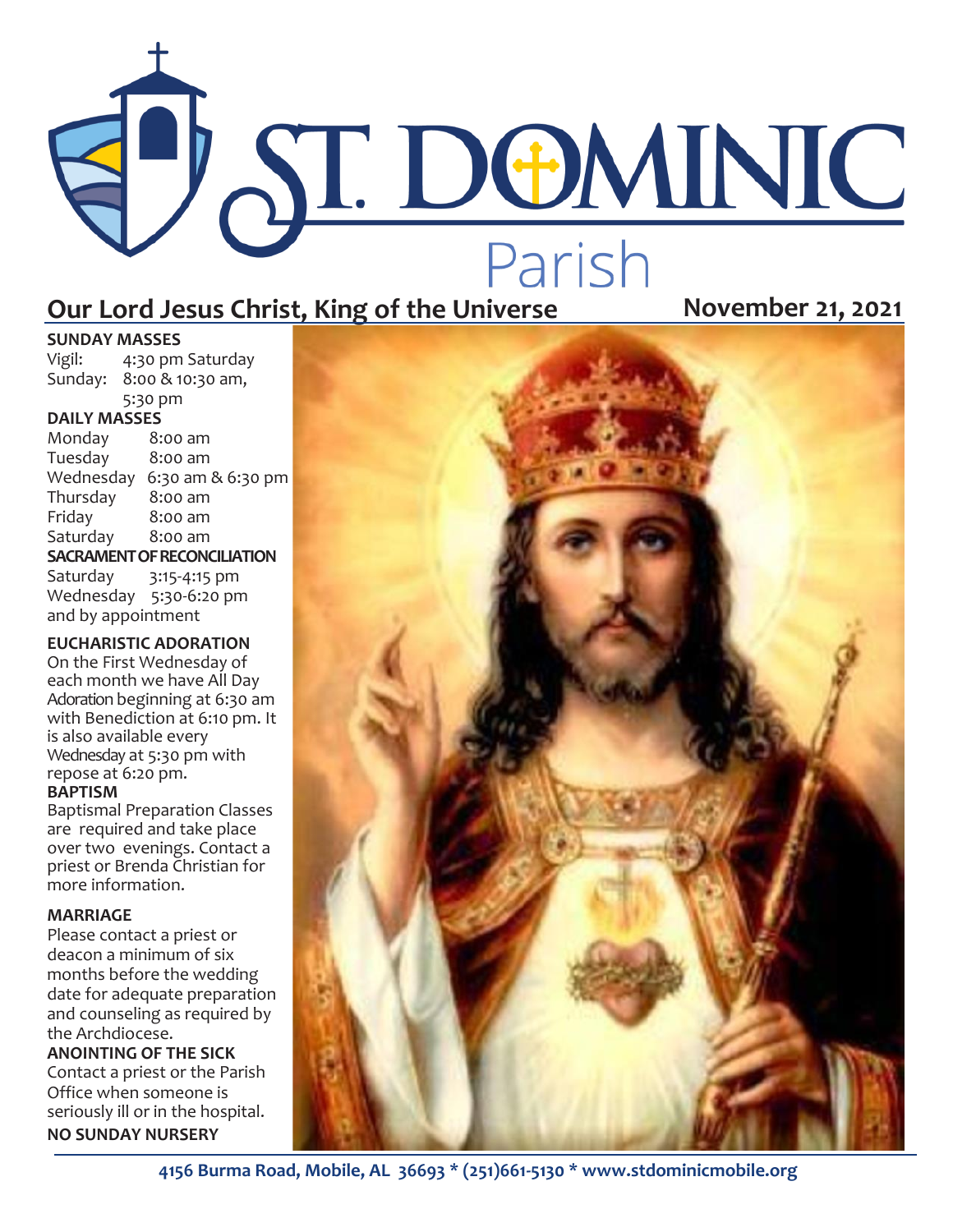# ST. DOMINIC Parish

## Our Lord Jesus Christ, King of the Universe

**November 21, 2021**

**SUNDAY MASSES**

Vigil: 4:30 pm Saturday
Sunday: 8:00 & 10:30 am, 5:30 pm

**DAILY MASSES**

| | |
|---|---|
| Monday | 8:00 am |
| Tuesday | 8:00 am |
| Wednesday | 6:30 am & 6:30 pm |
| Thursday | 8:00 am |
| Friday | 8:00 am |
| Saturday | 8:00 am |

**SACRAMENT OF RECONCILIATION**

Saturday 3:15-4:15 pm
Wednesday 5:30-6:20 pm
and by appointment

**EUCHARISTIC ADORATION**

On the First Wednesday of each month we have All Day Adoration beginning at 6:30 am with Benediction at 6:10 pm. It is also available every Wednesday at 5:30 pm with repose at 6:20 pm.

**BAPTISM**

Baptismal Preparation Classes are required and take place over two evenings. Contact a priest or Brenda Christian for more information.

**MARRIAGE**

Please contact a priest or deacon a minimum of six months before the wedding date for adequate preparation and counseling as required by the Archdiocese.

**ANOINTING OF THE SICK**

Contact a priest or the Parish Office when someone is seriously ill or in the hospital.

**NO SUNDAY NURSERY**

**4156 Burma Road, Mobile, AL 36693 * (251)661-5130 * www.stdominicmobile.org**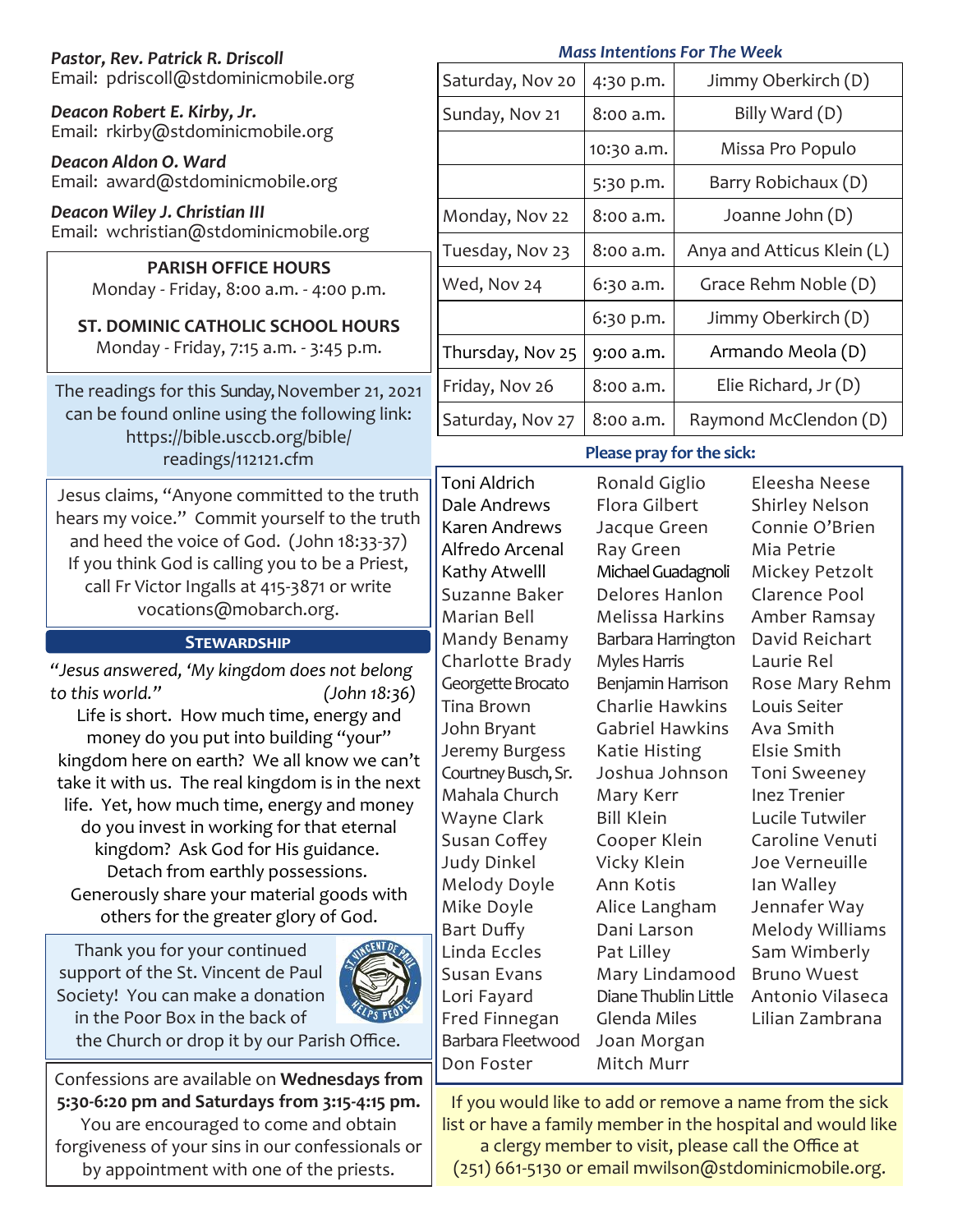***Pastor, Rev. Patrick R. Driscoll***
Email: pdriscoll@stdominicmobile.org

***Deacon Robert E. Kirby, Jr.***
Email: rkirby@stdominicmobile.org

***Deacon Aldon O. Ward***
Email: award@stdominicmobile.org

***Deacon Wiley J. Christian III***
Email: wchristian@stdominicmobile.org

**PARISH OFFICE HOURS**
Monday - Friday, 8:00 a.m. - 4:00 p.m.

**ST. DOMINIC CATHOLIC SCHOOL HOURS**
Monday - Friday, 7:15 a.m. - 3:45 p.m.

The readings for this Sunday, November 21, 2021 can be found online using the following link: https://bible.usccb.org/bible/readings/112121.cfm

Jesus claims, "Anyone committed to the truth hears my voice." Commit yourself to the truth and heed the voice of God. (John 18:33-37) If you think God is calling you to be a Priest, call Fr Victor Ingalls at 415-3871 or write vocations@mobarch.org.

## Stewardship

*"Jesus answered, 'My kingdom does not belong to this world." (John 18:36)*

Life is short. How much time, energy and money do you put into building "your" kingdom here on earth? We all know we can't take it with us. The real kingdom is in the next life. Yet, how much time, energy and money do you invest in working for that eternal kingdom? Ask God for His guidance. Detach from earthly possessions. Generously share your material goods with others for the greater glory of God.

Thank you for your continued support of the St. Vincent de Paul Society! You can make a donation in the Poor Box in the back of the Church or drop it by our Parish Office.

Confessions are available on **Wednesdays from 5:30-6:20 pm and Saturdays from 3:15-4:15 pm.** You are encouraged to come and obtain forgiveness of your sins in our confessionals or by appointment with one of the priests.

### *Mass Intentions For The Week*

| | | |
|---|---|---|
| Saturday, Nov 20 | 4:30 p.m. | Jimmy Oberkirch (D) |
| Sunday, Nov 21 | 8:00 a.m. | Billy Ward (D) |
| | 10:30 a.m. | Missa Pro Populo |
| | 5:30 p.m. | Barry Robichaux (D) |
| Monday, Nov 22 | 8:00 a.m. | Joanne John (D) |
| Tuesday, Nov 23 | 8:00 a.m. | Anya and Atticus Klein (L) |
| Wed, Nov 24 | 6:30 a.m. | Grace Rehm Noble (D) |
| | 6:30 p.m. | Jimmy Oberkirch (D) |
| Thursday, Nov 25 | 9:00 a.m. | Armando Meola (D) |
| Friday, Nov 26 | 8:00 a.m. | Elie Richard, Jr (D) |
| Saturday, Nov 27 | 8:00 a.m. | Raymond McClendon (D) |

### Please pray for the sick:

Toni Aldrich
Dale Andrews
Karen Andrews
Alfredo Arcenal
Kathy Atwelll
Suzanne Baker
Marian Bell
Mandy Benamy
Charlotte Brady
Georgette Brocato
Tina Brown
John Bryant
Jeremy Burgess
Courtney Busch, Sr.
Mahala Church
Wayne Clark
Susan Coffey
Judy Dinkel
Melody Doyle
Mike Doyle
Bart Duffy
Linda Eccles
Susan Evans
Lori Fayard
Fred Finnegan
Barbara Fleetwood
Don Foster
Ronald Giglio
Flora Gilbert
Jacque Green
Ray Green
Michael Guadagnoli
Delores Hanlon
Melissa Harkins
Barbara Harrington
Myles Harris
Benjamin Harrison
Charlie Hawkins
Gabriel Hawkins
Katie Histing
Joshua Johnson
Mary Kerr
Bill Klein
Cooper Klein
Vicky Klein
Ann Kotis
Alice Langham
Dani Larson
Pat Lilley
Mary Lindamood
Diane Thublin Little
Glenda Miles
Joan Morgan
Mitch Murr
Eleesha Neese
Shirley Nelson
Connie O'Brien
Mia Petrie
Mickey Petzolt
Clarence Pool
Amber Ramsay
David Reichart
Laurie Rel
Rose Mary Rehm
Louis Seiter
Ava Smith
Elsie Smith
Toni Sweeney
Inez Trenier
Lucile Tutwiler
Caroline Venuti
Joe Verneuille
Ian Walley
Jennafer Way
Melody Williams
Sam Wimberly
Bruno Wuest
Antonio Vilaseca
Lilian Zambrana

If you would like to add or remove a name from the sick list or have a family member in the hospital and would like a clergy member to visit, please call the Office at (251) 661-5130 or email mwilson@stdominicmobile.org.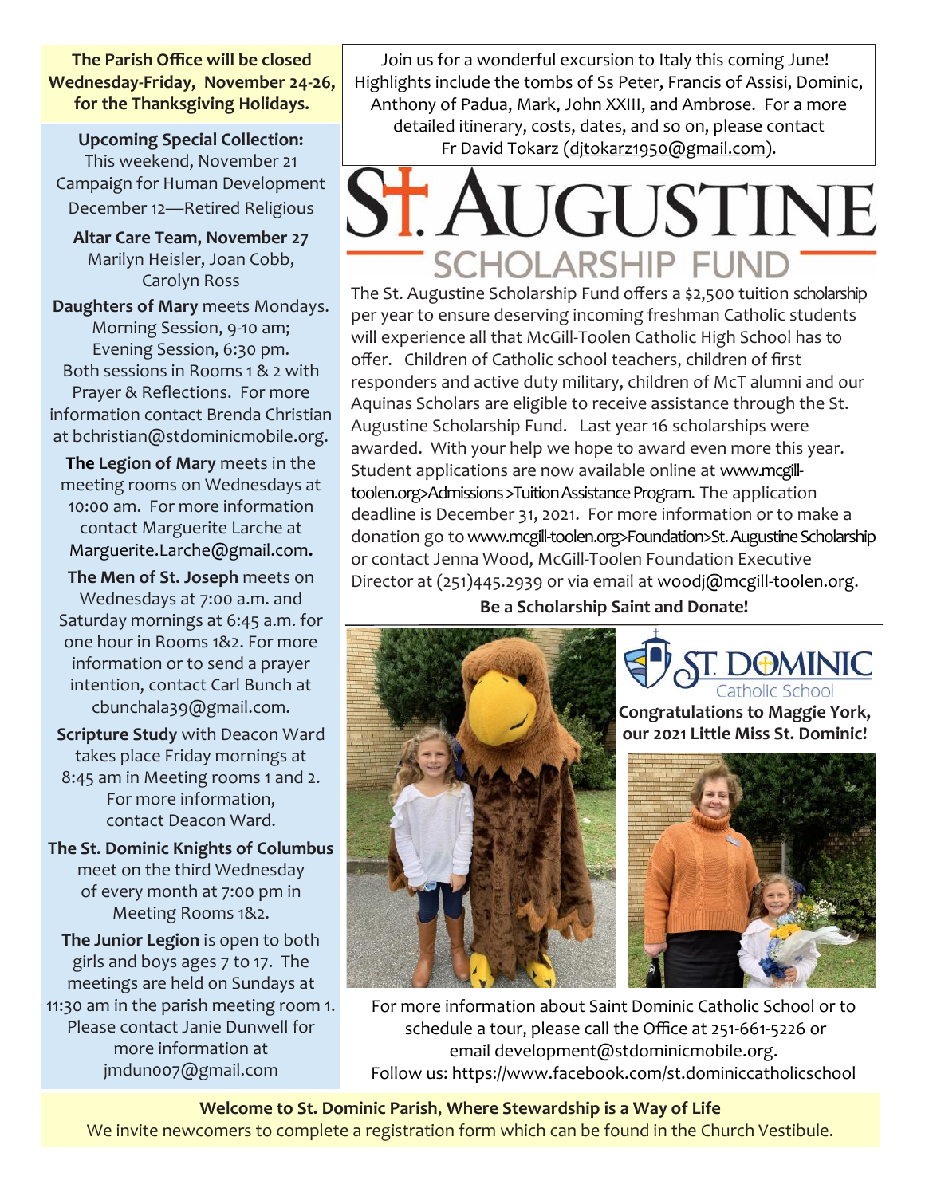**The Parish Office will be closed Wednesday-Friday, November 24-26, for the Thanksgiving Holidays.**

**Upcoming Special Collection:**
This weekend, November 21
Campaign for Human Development
December 12—Retired Religious

**Altar Care Team, November 27**
Marilyn Heisler, Joan Cobb, Carolyn Ross

**Daughters of Mary** meets Mondays. Morning Session, 9-10 am; Evening Session, 6:30 pm. Both sessions in Rooms 1 & 2 with Prayer & Reflections. For more information contact Brenda Christian at bchristian@stdominicmobile.org.

**The Legion of Mary** meets in the meeting rooms on Wednesdays at 10:00 am. For more information contact Marguerite Larche at Marguerite.Larche@gmail.com.

**The Men of St. Joseph** meets on Wednesdays at 7:00 a.m. and Saturday mornings at 6:45 a.m. for one hour in Rooms 1&2. For more information or to send a prayer intention, contact Carl Bunch at cbunchala39@gmail.com.

**Scripture Study** with Deacon Ward takes place Friday mornings at 8:45 am in Meeting rooms 1 and 2. For more information, contact Deacon Ward.

**The St. Dominic Knights of Columbus** meet on the third Wednesday of every month at 7:00 pm in Meeting Rooms 1&2.

**The Junior Legion** is open to both girls and boys ages 7 to 17. The meetings are held on Sundays at 11:30 am in the parish meeting room 1. Please contact Janie Dunwell for more information at jmdun007@gmail.com

Join us for a wonderful excursion to Italy this coming June! Highlights include the tombs of Ss Peter, Francis of Assisi, Dominic, Anthony of Padua, Mark, John XXIII, and Ambrose. For a more detailed itinerary, costs, dates, and so on, please contact Fr David Tokarz (djtokarz1950@gmail.com).

# St. Augustine Scholarship Fund

The St. Augustine Scholarship Fund offers a $2,500 tuition scholarship per year to ensure deserving incoming freshman Catholic students will experience all that McGill-Toolen Catholic High School has to offer. Children of Catholic school teachers, children of first responders and active duty military, children of McT alumni and our Aquinas Scholars are eligible to receive assistance through the St. Augustine Scholarship Fund. Last year 16 scholarships were awarded. With your help we hope to award even more this year. Student applications are now available online at www.mcgill-toolen.org>Admissions >Tuition Assistance Program. The application deadline is December 31, 2021. For more information or to make a donation go to www.mcgill-toolen.org>Foundation>St. Augustine Scholarship or contact Jenna Wood, McGill-Toolen Foundation Executive Director at (251)445.2939 or via email at woodj@mcgill-toolen.org.

**Be a Scholarship Saint and Donate!**

## St. Dominic Catholic School

**Congratulations to Maggie York, our 2021 Little Miss St. Dominic!**

For more information about Saint Dominic Catholic School or to schedule a tour, please call the Office at 251-661-5226 or email development@stdominicmobile.org.
Follow us: https://www.facebook.com/st.dominiccatholicschool

**Welcome to St. Dominic Parish, Where Stewardship is a Way of Life**
We invite newcomers to complete a registration form which can be found in the Church Vestibule.